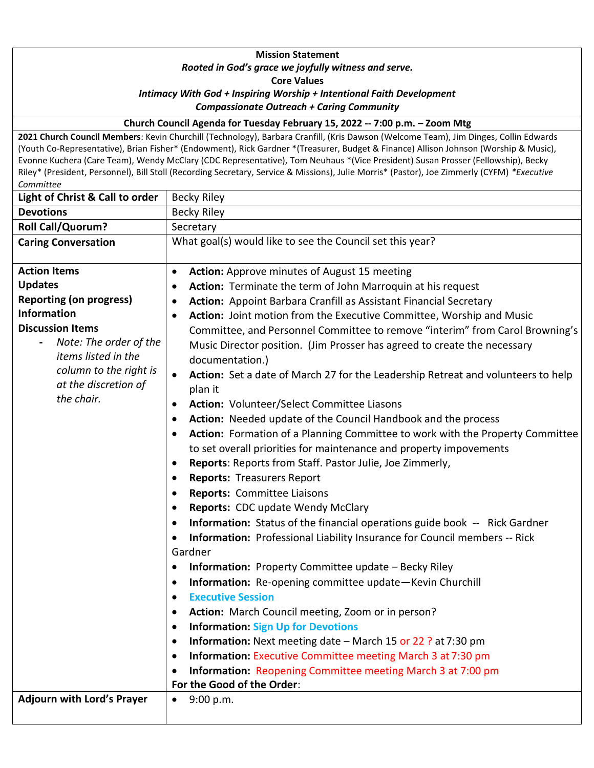**Mission Statement**

***Rooted in God's grace we joyfully witness and serve.***

**Core Values**

***Intimacy With God + Inspiring Worship + Intentional Faith Development***

***Compassionate Outreach + Caring Community***

**Church Council Agenda for Tuesday February 15, 2022 -- 7:00 p.m. – Zoom Mtg**

**2021 Church Council Members**: Kevin Churchill (Technology), Barbara Cranfill, (Kris Dawson (Welcome Team), Jim Dinges, Collin Edwards (Youth Co-Representative), Brian Fisher* (Endowment), Rick Gardner *(Treasurer, Budget & Finance) Allison Johnson (Worship & Music), Evonne Kuchera (Care Team), Wendy McClary (CDC Representative), Tom Neuhaus *(Vice President) Susan Prosser (Fellowship), Becky Riley* (President, Personnel), Bill Stoll (Recording Secretary, Service & Missions), Julie Morris* (Pastor), Joe Zimmerly (CYFM) *\*Executive Committee*

| | |
|---|---|
| **Light of Christ & Call to order** | Becky Riley |
| **Devotions** | Becky Riley |
| **Roll Call/Quorum?** | Secretary |
| **Caring Conversation** | What goal(s) would like to see the Council set this year? |
| **Action Items**<br>**Updates**<br>**Reporting (on progress)**<br>**Information**<br>**Discussion Items**<br>- *Note: The order of the items listed in the column to the right is at the discretion of the chair.* | • **Action:** Approve minutes of August 15 meeting<br>• **Action:** Terminate the term of John Marroquin at his request<br>• **Action:** Appoint Barbara Cranfill as Assistant Financial Secretary<br>• **Action:** Joint motion from the Executive Committee, Worship and Music Committee, and Personnel Committee to remove "interim" from Carol Browning's Music Director position. (Jim Prosser has agreed to create the necessary documentation.)<br>• **Action:** Set a date of March 27 for the Leadership Retreat and volunteers to help plan it<br>• **Action:** Volunteer/Select Committee Liasons<br>• **Action:** Needed update of the Council Handbook and the process<br>• **Action:** Formation of a Planning Committee to work with the Property Committee to set overall priorities for maintenance and property impovements<br>• **Reports**: Reports from Staff. Pastor Julie, Joe Zimmerly,<br>• **Reports:** Treasurers Report<br>• **Reports:** Committee Liaisons<br>• **Reports:** CDC update Wendy McClary<br>• **Information:** Status of the financial operations guide book -- Rick Gardner<br>• **Information:** Professional Liability Insurance for Council members -- Rick Gardner<br>• **Information:** Property Committee update – Becky Riley<br>• **Information:** Re-opening committee update—Kevin Churchill<br>• **Executive Session**<br>• **Action:** March Council meeting, Zoom or in person?<br>• **Information:** **Sign Up for Devotions**<br>• **Information:** Next meeting date – March 15 or 22 ? at 7:30 pm<br>• **Information:** Executive Committee meeting March 3 at 7:30 pm<br>• **Information:** Reopening Committee meeting March 3 at 7:00 pm<br>**For the Good of the Order**: |
| **Adjourn with Lord's Prayer** | • 9:00 p.m. |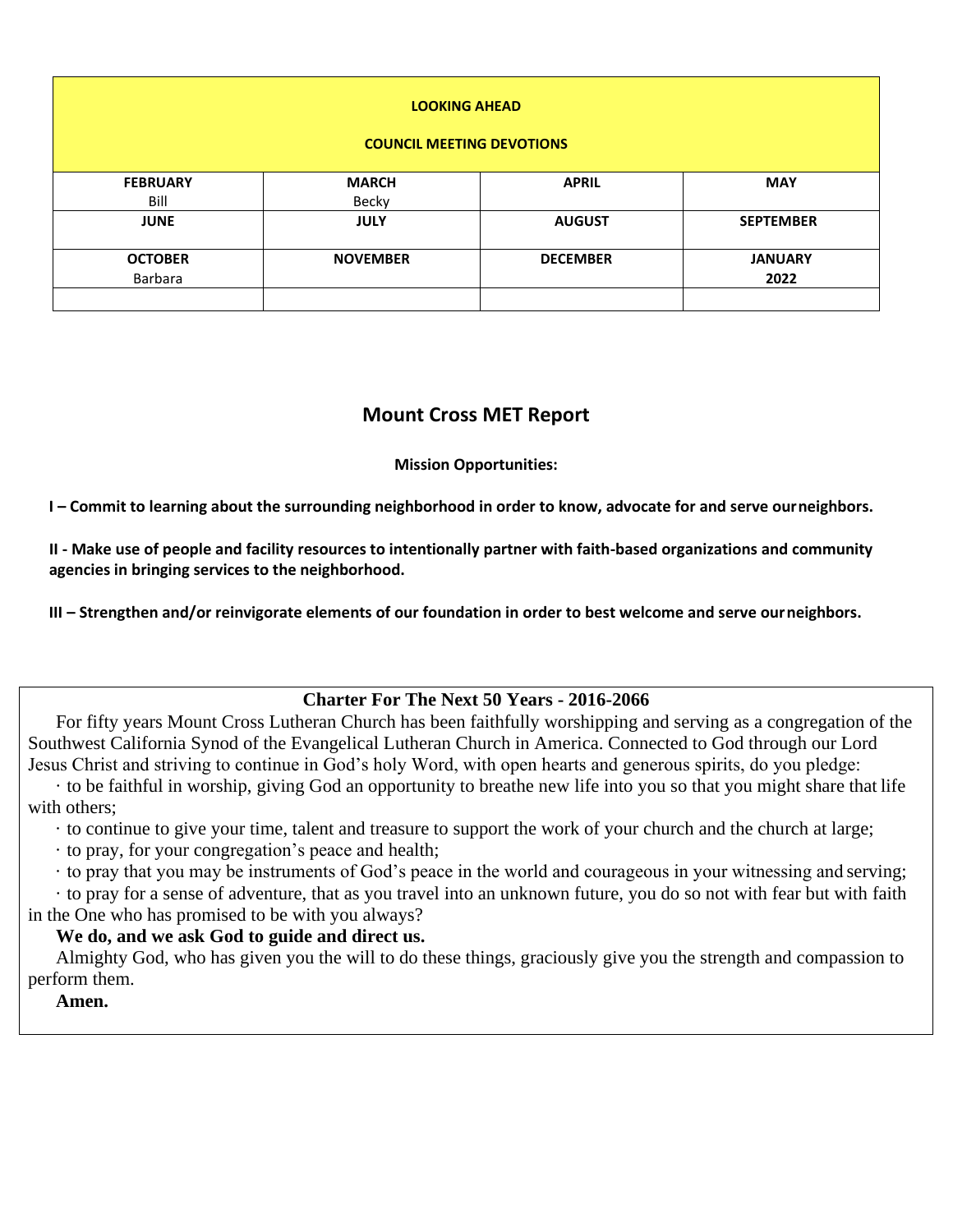| LOOKING AHEAD<br><br>COUNCIL MEETING DEVOTIONS | | | |
|---|---|---|---|
| **FEBRUARY**<br>Bill | **MARCH**<br>Becky | **APRIL** | **MAY** |
| **JUNE** | **JULY** | **AUGUST** | **SEPTEMBER** |
| **OCTOBER**<br>Barbara | **NOVEMBER** | **DECEMBER** | **JANUARY**<br>**2022** |
| | | | |

## Mount Cross MET Report

**Mission Opportunities:**

**I – Commit to learning about the surrounding neighborhood in order to know, advocate for and serve our neighbors.**

**II - Make use of people and facility resources to intentionally partner with faith-based organizations and community agencies in bringing services to the neighborhood.**

**III – Strengthen and/or reinvigorate elements of our foundation in order to best welcome and serve our neighbors.**

### Charter For The Next 50 Years - 2016-2066

For fifty years Mount Cross Lutheran Church has been faithfully worshipping and serving as a congregation of the Southwest California Synod of the Evangelical Lutheran Church in America. Connected to God through our Lord Jesus Christ and striving to continue in God's holy Word, with open hearts and generous spirits, do you pledge:

· to be faithful in worship, giving God an opportunity to breathe new life into you so that you might share that life with others;

· to continue to give your time, talent and treasure to support the work of your church and the church at large;

· to pray, for your congregation's peace and health;

· to pray that you may be instruments of God's peace in the world and courageous in your witnessing and serving;

· to pray for a sense of adventure, that as you travel into an unknown future, you do so not with fear but with faith in the One who has promised to be with you always?

**We do, and we ask God to guide and direct us.**

Almighty God, who has given you the will to do these things, graciously give you the strength and compassion to perform them.

**Amen.**